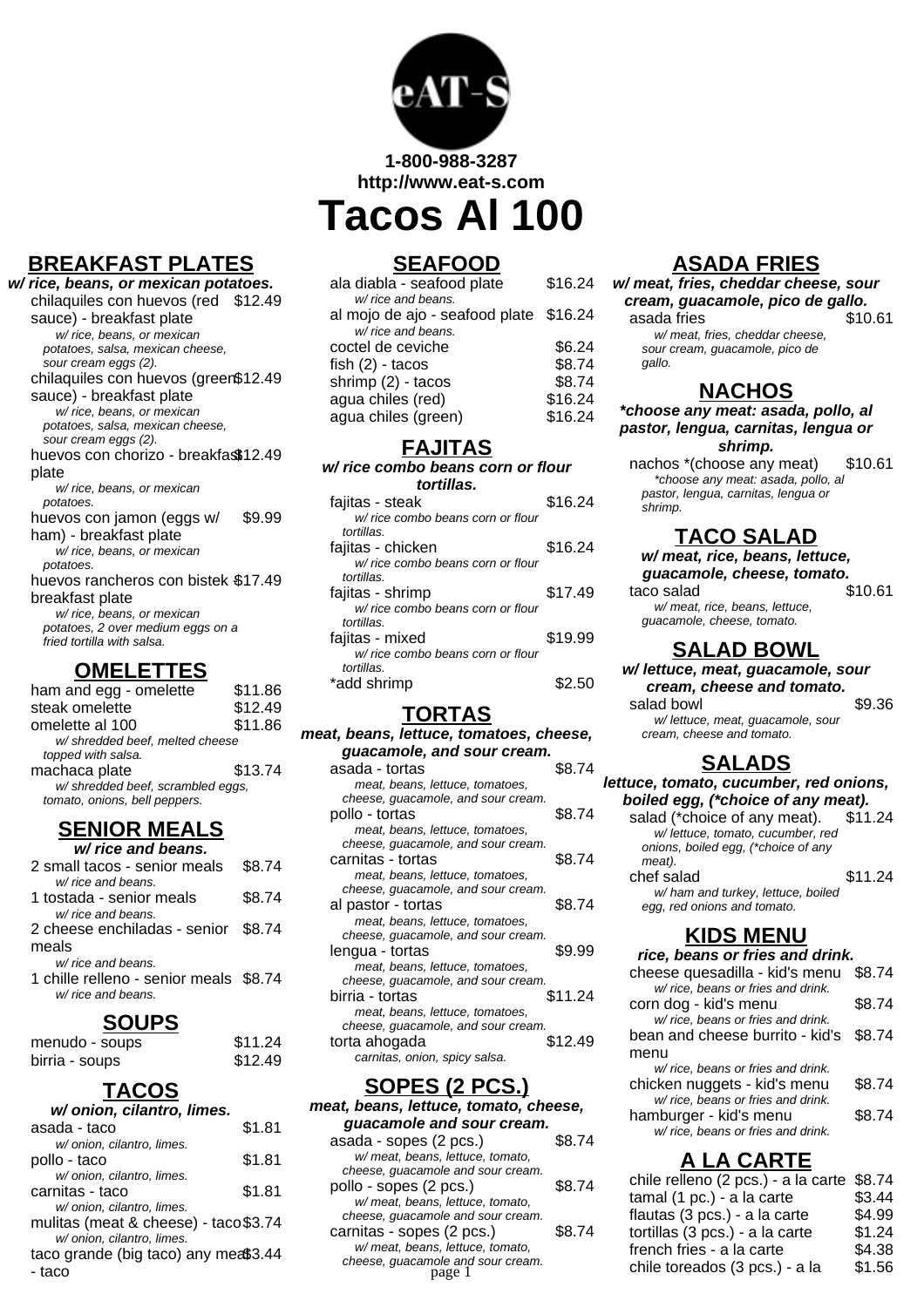eAT-S

1-800-988-3287
http://www.eat-s.com

# Tacos Al 100

## BREAKFAST PLATES

***w/ rice, beans, or mexican potatoes.***

chilaquiles con huevos (red sauce) - breakfast plate — $12.49
*w/ rice, beans, or mexican potatoes, salsa, mexican cheese, sour cream eggs (2).*

chilaquiles con huevos (green sauce) - breakfast plate — $12.49
*w/ rice, beans, or mexican potatoes, salsa, mexican cheese, sour cream eggs (2).*

huevos con chorizo - breakfast plate — $12.49
*w/ rice, beans, or mexican potatoes.*

huevos con jamon (eggs w/ ham) - breakfast plate — $9.99
*w/ rice, beans, or mexican potatoes.*

huevos rancheros con bistek - breakfast plate — $17.49
*w/ rice, beans, or mexican potatoes, 2 over medium eggs on a fried tortilla with salsa.*

## OMELETTES

ham and egg - omelette — $11.86

steak omelette — $12.49

omelette al 100 — $11.86
*w/ shredded beef, melted cheese topped with salsa.*

machaca plate — $13.74
*w/ shredded beef, scrambled eggs, tomato, onions, bell peppers.*

## SENIOR MEALS

***w/ rice and beans.***

2 small tacos - senior meals — $8.74
*w/ rice and beans.*

1 tostada - senior meals — $8.74
*w/ rice and beans.*

2 cheese enchiladas - senior meals — $8.74
*w/ rice and beans.*

1 chille relleno - senior meals — $8.74
*w/ rice and beans.*

## SOUPS

menudo - soups — $11.24

birria - soups — $12.49

## TACOS

***w/ onion, cilantro, limes.***

asada - taco — $1.81
*w/ onion, cilantro, limes.*

pollo - taco — $1.81
*w/ onion, cilantro, limes.*

carnitas - taco — $1.81
*w/ onion, cilantro, limes.*

mulitas (meat & cheese) - taco — $3.74
*w/ onion, cilantro, limes.*

taco grande (big taco) any meat - taco — $3.44

## SEAFOOD

ala diabla - seafood plate — $16.24
*w/ rice and beans.*

al mojo de ajo - seafood plate — $16.24
*w/ rice and beans.*

coctel de ceviche — $6.24

fish (2) - tacos — $8.74

shrimp (2) - tacos — $8.74

agua chiles (red) — $16.24

agua chiles (green) — $16.24

## FAJITAS

***w/ rice combo beans corn or flour tortillas.***

fajitas - steak — $16.24
*w/ rice combo beans corn or flour tortillas.*

fajitas - chicken — $16.24
*w/ rice combo beans corn or flour tortillas.*

fajitas - shrimp — $17.49
*w/ rice combo beans corn or flour tortillas.*

fajitas - mixed — $19.99
*w/ rice combo beans corn or flour tortillas.*

*add shrimp — $2.50

## TORTAS

***meat, beans, lettuce, tomatoes, cheese, guacamole, and sour cream.***

asada - tortas — $8.74
*meat, beans, lettuce, tomatoes, cheese, guacamole, and sour cream.*

pollo - tortas — $8.74
*meat, beans, lettuce, tomatoes, cheese, guacamole, and sour cream.*

carnitas - tortas — $8.74
*meat, beans, lettuce, tomatoes, cheese, guacamole, and sour cream.*

al pastor - tortas — $8.74
*meat, beans, lettuce, tomatoes, cheese, guacamole, and sour cream.*

lengua - tortas — $9.99
*meat, beans, lettuce, tomatoes, cheese, guacamole, and sour cream.*

birria - tortas — $11.24
*meat, beans, lettuce, tomatoes, cheese, guacamole, and sour cream.*

torta ahogada — $12.49
*carnitas, onion, spicy salsa.*

## SOPES (2 PCS.)

***meat, beans, lettuce, tomato, cheese, guacamole and sour cream.***

asada - sopes (2 pcs.) — $8.74
*w/ meat, beans, lettuce, tomato, cheese, guacamole and sour cream.*

pollo - sopes (2 pcs.) — $8.74
*w/ meat, beans, lettuce, tomato, cheese, guacamole and sour cream.*

carnitas - sopes (2 pcs.) — $8.74
*w/ meat, beans, lettuce, tomato, cheese, guacamole and sour cream.*

## ASADA FRIES

***w/ meat, fries, cheddar cheese, sour cream, guacamole, pico de gallo.***

asada fries — $10.61
*w/ meat, fries, cheddar cheese, sour cream, guacamole, pico de gallo.*

## NACHOS

****choose any meat: asada, pollo, al pastor, lengua, carnitas, lengua or shrimp.***

nachos *(choose any meat) — $10.61
**choose any meat: asada, pollo, al pastor, lengua, carnitas, lengua or shrimp.*

## TACO SALAD

***w/ meat, rice, beans, lettuce, guacamole, cheese, tomato.***

taco salad — $10.61
*w/ meat, rice, beans, lettuce, guacamole, cheese, tomato.*

## SALAD BOWL

***w/ lettuce, meat, guacamole, sour cream, cheese and tomato.***

salad bowl — $9.36
*w/ lettuce, meat, guacamole, sour cream, cheese and tomato.*

## SALADS

***lettuce, tomato, cucumber, red onions, boiled egg, (*choice of any meat).***

salad (*choice of any meat). — $11.24
*w/ lettuce, tomato, cucumber, red onions, boiled egg, (*choice of any meat).*

chef salad — $11.24
*w/ ham and turkey, lettuce, boiled egg, red onions and tomato.*

## KIDS MENU

***rice, beans or fries and drink.***

cheese quesadilla - kid's menu — $8.74
*w/ rice, beans or fries and drink.*

corn dog - kid's menu — $8.74
*w/ rice, beans or fries and drink.*

bean and cheese burrito - kid's menu — $8.74
*w/ rice, beans or fries and drink.*

chicken nuggets - kid's menu — $8.74
*w/ rice, beans or fries and drink.*

hamburger - kid's menu — $8.74
*w/ rice, beans or fries and drink.*

## A LA CARTE

chile relleno (2 pcs.) - a la carte — $8.74

tamal (1 pc.) - a la carte — $3.44

flautas (3 pcs.) - a la carte — $4.99

tortillas (3 pcs.) - a la carte — $1.24

french fries - a la carte — $4.38

chile toreados (3 pcs.) - a la — $1.56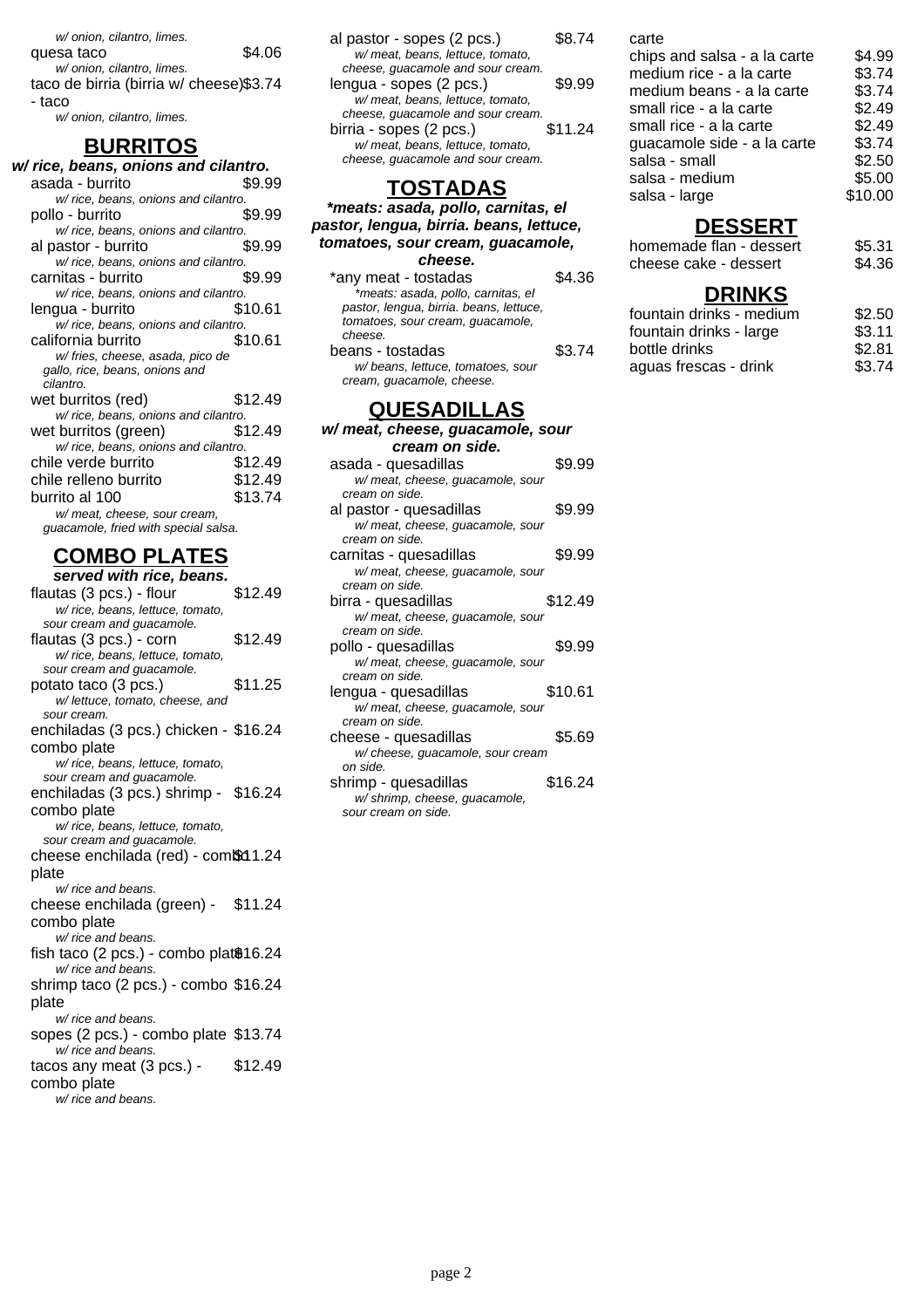*w/ onion, cilantro, limes.*

quesa taco $4.06

*w/ onion, cilantro, limes.*

taco de birria (birria w/ cheese) - taco $3.74

*w/ onion, cilantro, limes.*

## BURRITOS

***w/ rice, beans, onions and cilantro.***

asada - burrito $9.99

*w/ rice, beans, onions and cilantro.*

pollo - burrito $9.99

*w/ rice, beans, onions and cilantro.*

al pastor - burrito $9.99

*w/ rice, beans, onions and cilantro.*

carnitas - burrito $9.99

*w/ rice, beans, onions and cilantro.*

lengua - burrito $10.61

*w/ rice, beans, onions and cilantro.*

california burrito $10.61

*w/ fries, cheese, asada, pico de gallo, rice, beans, onions and cilantro.*

wet burritos (red) $12.49

*w/ rice, beans, onions and cilantro.*

wet burritos (green) $12.49

*w/ rice, beans, onions and cilantro.*

chile verde burrito $12.49

chile relleno burrito $12.49

burrito al 100 $13.74

*w/ meat, cheese, sour cream, guacamole, fried with special salsa.*

## COMBO PLATES

***served with rice, beans.***

flautas (3 pcs.) - flour $12.49

*w/ rice, beans, lettuce, tomato, sour cream and guacamole.*

flautas (3 pcs.) - corn $12.49

*w/ rice, beans, lettuce, tomato, sour cream and guacamole.*

potato taco (3 pcs.) $11.25

*w/ lettuce, tomato, cheese, and sour cream.*

enchiladas (3 pcs.) chicken - combo plate $16.24

*w/ rice, beans, lettuce, tomato, sour cream and guacamole.*

enchiladas (3 pcs.) shrimp - combo plate $16.24

*w/ rice, beans, lettuce, tomato, sour cream and guacamole.*

cheese enchilada (red) - combo plate $11.24

*w/ rice and beans.*

cheese enchilada (green) - combo plate $11.24

*w/ rice and beans.*

fish taco (2 pcs.) - combo plate $16.24

*w/ rice and beans.*

shrimp taco (2 pcs.) - combo plate $16.24

*w/ rice and beans.*

sopes (2 pcs.) - combo plate $13.74

*w/ rice and beans.*

tacos any meat (3 pcs.) - combo plate $12.49

*w/ rice and beans.*

al pastor - sopes (2 pcs.) $8.74

*w/ meat, beans, lettuce, tomato, cheese, guacamole and sour cream.*

lengua - sopes (2 pcs.) $9.99

*w/ meat, beans, lettuce, tomato, cheese, guacamole and sour cream.*

birria - sopes (2 pcs.) $11.24

*w/ meat, beans, lettuce, tomato, cheese, guacamole and sour cream.*

## TOSTADAS

***\*meats: asada, pollo, carnitas, el pastor, lengua, birria. beans, lettuce, tomatoes, sour cream, guacamole, cheese.***

*any meat - tostadas $4.36

*\*meats: asada, pollo, carnitas, el pastor, lengua, birria. beans, lettuce, tomatoes, sour cream, guacamole, cheese.*

beans - tostadas $3.74

*w/ beans, lettuce, tomatoes, sour cream, guacamole, cheese.*

## QUESADILLAS

***w/ meat, cheese, guacamole, sour cream on side.***

asada - quesadillas $9.99

*w/ meat, cheese, guacamole, sour cream on side.*

al pastor - quesadillas $9.99

*w/ meat, cheese, guacamole, sour cream on side.*

carnitas - quesadillas $9.99

*w/ meat, cheese, guacamole, sour cream on side.*

birra - quesadillas $12.49

*w/ meat, cheese, guacamole, sour cream on side.*

pollo - quesadillas $9.99

*w/ meat, cheese, guacamole, sour cream on side.*

lengua - quesadillas $10.61

*w/ meat, cheese, guacamole, sour cream on side.*

cheese - quesadillas $5.69

*w/ cheese, guacamole, sour cream on side.*

shrimp - quesadillas $16.24

*w/ shrimp, cheese, guacamole, sour cream on side.*

carte

chips and salsa - a la carte $4.99

medium rice - a la carte $3.74

medium beans - a la carte $3.74

small rice - a la carte $2.49

small rice - a la carte $2.49

guacamole side - a la carte $3.74

salsa - small $2.50

salsa - medium $5.00

salsa - large $10.00

## DESSERT

homemade flan - dessert $5.31

cheese cake - dessert $4.36

## DRINKS

fountain drinks - medium $2.50

fountain drinks - large $3.11

bottle drinks $2.81

aguas frescas - drink $3.74